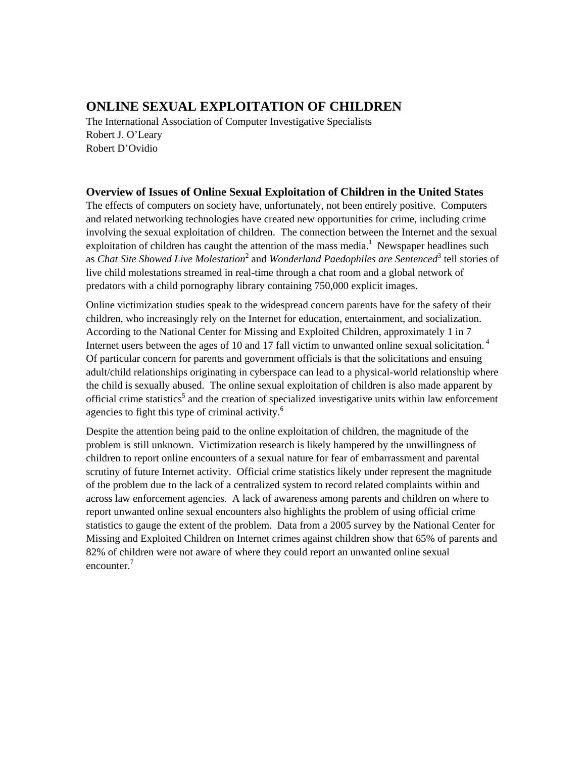# ONLINE SEXUAL EXPLOITATION OF CHILDREN

The International Association of Computer Investigative Specialists
Robert J. O'Leary
Robert D'Ovidio

## Overview of Issues of Online Sexual Exploitation of Children in the United States

The effects of computers on society have, unfortunately, not been entirely positive. Computers and related networking technologies have created new opportunities for crime, including crime involving the sexual exploitation of children. The connection between the Internet and the sexual exploitation of children has caught the attention of the mass media.[1] Newspaper headlines such as *Chat Site Showed Live Molestation*[2] and *Wonderland Paedophiles are Sentenced*[3] tell stories of live child molestations streamed in real-time through a chat room and a global network of predators with a child pornography library containing 750,000 explicit images.

Online victimization studies speak to the widespread concern parents have for the safety of their children, who increasingly rely on the Internet for education, entertainment, and socialization. According to the National Center for Missing and Exploited Children, approximately 1 in 7 Internet users between the ages of 10 and 17 fall victim to unwanted online sexual solicitation.[4] Of particular concern for parents and government officials is that the solicitations and ensuing adult/child relationships originating in cyberspace can lead to a physical-world relationship where the child is sexually abused. The online sexual exploitation of children is also made apparent by official crime statistics[5] and the creation of specialized investigative units within law enforcement agencies to fight this type of criminal activity.[6]

Despite the attention being paid to the online exploitation of children, the magnitude of the problem is still unknown. Victimization research is likely hampered by the unwillingness of children to report online encounters of a sexual nature for fear of embarrassment and parental scrutiny of future Internet activity. Official crime statistics likely under represent the magnitude of the problem due to the lack of a centralized system to record related complaints within and across law enforcement agencies. A lack of awareness among parents and children on where to report unwanted online sexual encounters also highlights the problem of using official crime statistics to gauge the extent of the problem. Data from a 2005 survey by the National Center for Missing and Exploited Children on Internet crimes against children show that 65% of parents and 82% of children were not aware of where they could report an unwanted online sexual encounter.[7]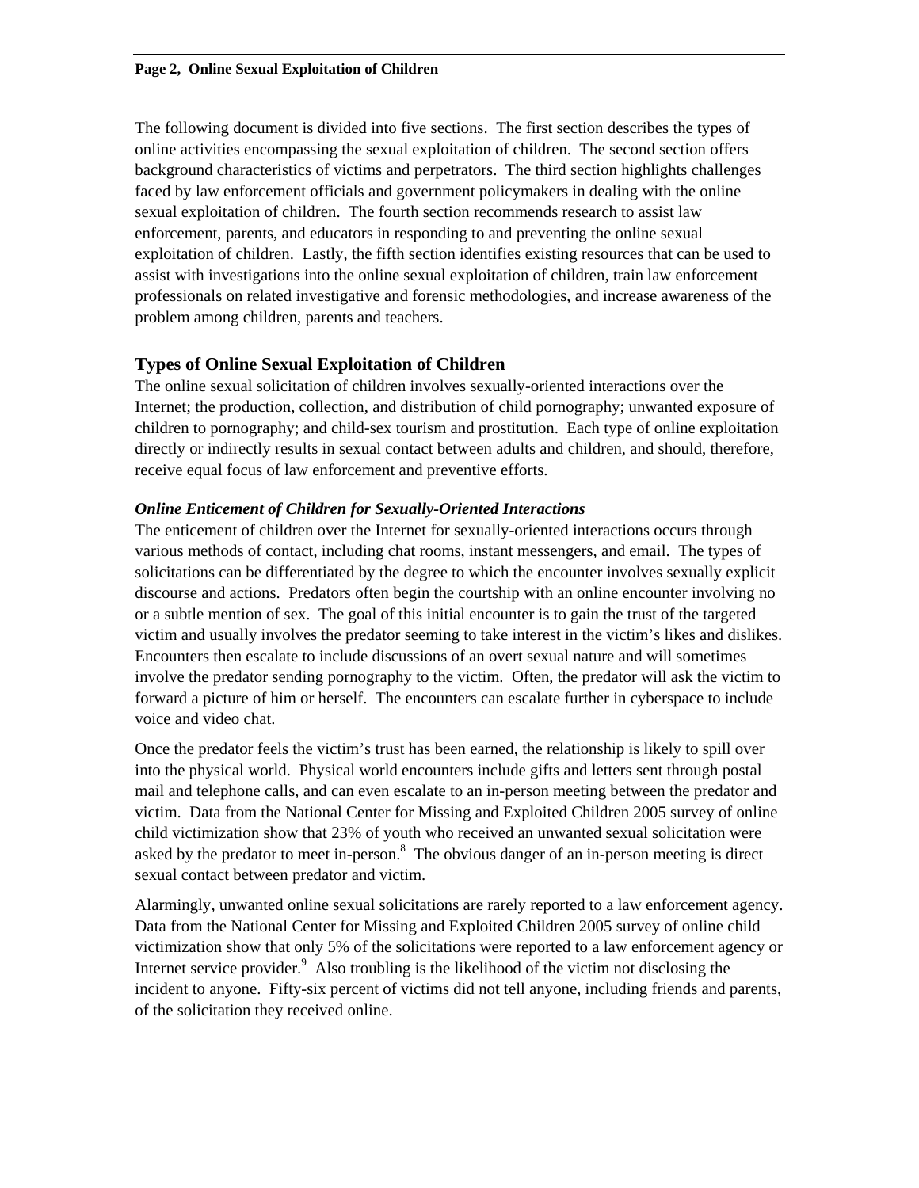The following document is divided into five sections. The first section describes the types of online activities encompassing the sexual exploitation of children. The second section offers background characteristics of victims and perpetrators. The third section highlights challenges faced by law enforcement officials and government policymakers in dealing with the online sexual exploitation of children. The fourth section recommends research to assist law enforcement, parents, and educators in responding to and preventing the online sexual exploitation of children. Lastly, the fifth section identifies existing resources that can be used to assist with investigations into the online sexual exploitation of children, train law enforcement professionals on related investigative and forensic methodologies, and increase awareness of the problem among children, parents and teachers.

## Types of Online Sexual Exploitation of Children

The online sexual solicitation of children involves sexually-oriented interactions over the Internet; the production, collection, and distribution of child pornography; unwanted exposure of children to pornography; and child-sex tourism and prostitution. Each type of online exploitation directly or indirectly results in sexual contact between adults and children, and should, therefore, receive equal focus of law enforcement and preventive efforts.

### *Online Enticement of Children for Sexually-Oriented Interactions*

The enticement of children over the Internet for sexually-oriented interactions occurs through various methods of contact, including chat rooms, instant messengers, and email. The types of solicitations can be differentiated by the degree to which the encounter involves sexually explicit discourse and actions. Predators often begin the courtship with an online encounter involving no or a subtle mention of sex. The goal of this initial encounter is to gain the trust of the targeted victim and usually involves the predator seeming to take interest in the victim's likes and dislikes. Encounters then escalate to include discussions of an overt sexual nature and will sometimes involve the predator sending pornography to the victim. Often, the predator will ask the victim to forward a picture of him or herself. The encounters can escalate further in cyberspace to include voice and video chat.

Once the predator feels the victim's trust has been earned, the relationship is likely to spill over into the physical world. Physical world encounters include gifts and letters sent through postal mail and telephone calls, and can even escalate to an in-person meeting between the predator and victim. Data from the National Center for Missing and Exploited Children 2005 survey of online child victimization show that 23% of youth who received an unwanted sexual solicitation were asked by the predator to meet in-person.[8] The obvious danger of an in-person meeting is direct sexual contact between predator and victim.

Alarmingly, unwanted online sexual solicitations are rarely reported to a law enforcement agency. Data from the National Center for Missing and Exploited Children 2005 survey of online child victimization show that only 5% of the solicitations were reported to a law enforcement agency or Internet service provider.[9] Also troubling is the likelihood of the victim not disclosing the incident to anyone. Fifty-six percent of victims did not tell anyone, including friends and parents, of the solicitation they received online.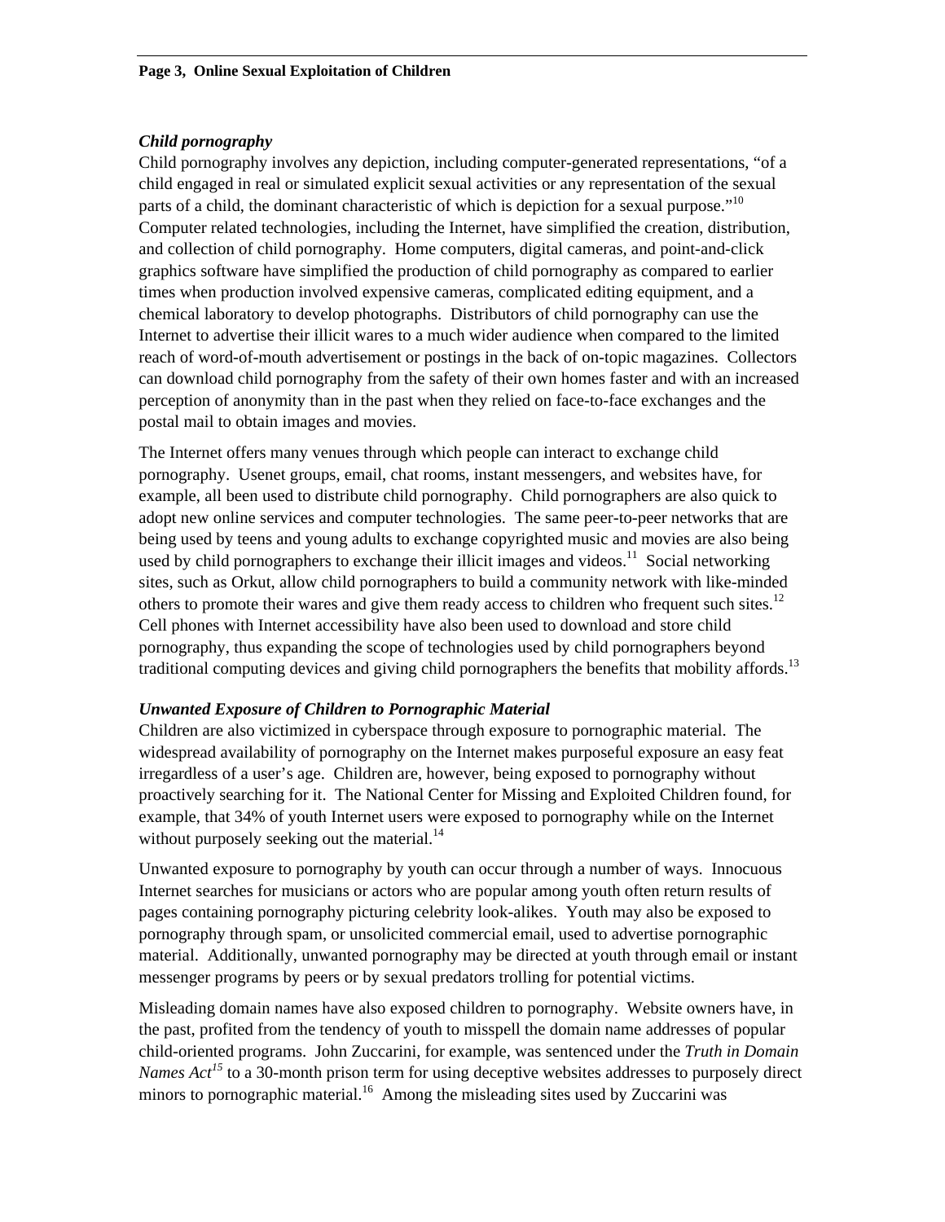### *Child pornography*

Child pornography involves any depiction, including computer-generated representations, "of a child engaged in real or simulated explicit sexual activities or any representation of the sexual parts of a child, the dominant characteristic of which is depiction for a sexual purpose."[10] Computer related technologies, including the Internet, have simplified the creation, distribution, and collection of child pornography. Home computers, digital cameras, and point-and-click graphics software have simplified the production of child pornography as compared to earlier times when production involved expensive cameras, complicated editing equipment, and a chemical laboratory to develop photographs. Distributors of child pornography can use the Internet to advertise their illicit wares to a much wider audience when compared to the limited reach of word-of-mouth advertisement or postings in the back of on-topic magazines. Collectors can download child pornography from the safety of their own homes faster and with an increased perception of anonymity than in the past when they relied on face-to-face exchanges and the postal mail to obtain images and movies.

The Internet offers many venues through which people can interact to exchange child pornography. Usenet groups, email, chat rooms, instant messengers, and websites have, for example, all been used to distribute child pornography. Child pornographers are also quick to adopt new online services and computer technologies. The same peer-to-peer networks that are being used by teens and young adults to exchange copyrighted music and movies are also being used by child pornographers to exchange their illicit images and videos.[11] Social networking sites, such as Orkut, allow child pornographers to build a community network with like-minded others to promote their wares and give them ready access to children who frequent such sites.[12] Cell phones with Internet accessibility have also been used to download and store child pornography, thus expanding the scope of technologies used by child pornographers beyond traditional computing devices and giving child pornographers the benefits that mobility affords.[13]

### *Unwanted Exposure of Children to Pornographic Material*

Children are also victimized in cyberspace through exposure to pornographic material. The widespread availability of pornography on the Internet makes purposeful exposure an easy feat irregardless of a user's age. Children are, however, being exposed to pornography without proactively searching for it. The National Center for Missing and Exploited Children found, for example, that 34% of youth Internet users were exposed to pornography while on the Internet without purposely seeking out the material.[14]

Unwanted exposure to pornography by youth can occur through a number of ways. Innocuous Internet searches for musicians or actors who are popular among youth often return results of pages containing pornography picturing celebrity look-alikes. Youth may also be exposed to pornography through spam, or unsolicited commercial email, used to advertise pornographic material. Additionally, unwanted pornography may be directed at youth through email or instant messenger programs by peers or by sexual predators trolling for potential victims.

Misleading domain names have also exposed children to pornography. Website owners have, in the past, profited from the tendency of youth to misspell the domain name addresses of popular child-oriented programs. John Zuccarini, for example, was sentenced under the *Truth in Domain Names Act*[15] to a 30-month prison term for using deceptive websites addresses to purposely direct minors to pornographic material.[16] Among the misleading sites used by Zuccarini was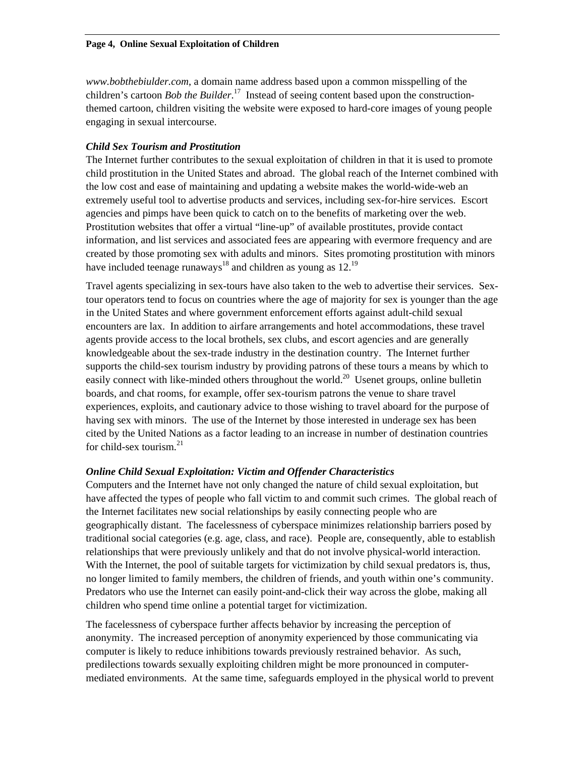*www.bobthebiulder.com*, a domain name address based upon a common misspelling of the children's cartoon *Bob the Builder*.[17] Instead of seeing content based upon the construction-themed cartoon, children visiting the website were exposed to hard-core images of young people engaging in sexual intercourse.

### *Child Sex Tourism and Prostitution*

The Internet further contributes to the sexual exploitation of children in that it is used to promote child prostitution in the United States and abroad. The global reach of the Internet combined with the low cost and ease of maintaining and updating a website makes the world-wide-web an extremely useful tool to advertise products and services, including sex-for-hire services. Escort agencies and pimps have been quick to catch on to the benefits of marketing over the web. Prostitution websites that offer a virtual "line-up" of available prostitutes, provide contact information, and list services and associated fees are appearing with evermore frequency and are created by those promoting sex with adults and minors. Sites promoting prostitution with minors have included teenage runaways[18] and children as young as 12.[19]

Travel agents specializing in sex-tours have also taken to the web to advertise their services. Sex-tour operators tend to focus on countries where the age of majority for sex is younger than the age in the United States and where government enforcement efforts against adult-child sexual encounters are lax. In addition to airfare arrangements and hotel accommodations, these travel agents provide access to the local brothels, sex clubs, and escort agencies and are generally knowledgeable about the sex-trade industry in the destination country. The Internet further supports the child-sex tourism industry by providing patrons of these tours a means by which to easily connect with like-minded others throughout the world.[20] Usenet groups, online bulletin boards, and chat rooms, for example, offer sex-tourism patrons the venue to share travel experiences, exploits, and cautionary advice to those wishing to travel aboard for the purpose of having sex with minors. The use of the Internet by those interested in underage sex has been cited by the United Nations as a factor leading to an increase in number of destination countries for child-sex tourism.[21]

### *Online Child Sexual Exploitation: Victim and Offender Characteristics*

Computers and the Internet have not only changed the nature of child sexual exploitation, but have affected the types of people who fall victim to and commit such crimes. The global reach of the Internet facilitates new social relationships by easily connecting people who are geographically distant. The facelessness of cyberspace minimizes relationship barriers posed by traditional social categories (e.g. age, class, and race). People are, consequently, able to establish relationships that were previously unlikely and that do not involve physical-world interaction. With the Internet, the pool of suitable targets for victimization by child sexual predators is, thus, no longer limited to family members, the children of friends, and youth within one's community. Predators who use the Internet can easily point-and-click their way across the globe, making all children who spend time online a potential target for victimization.

The facelessness of cyberspace further affects behavior by increasing the perception of anonymity. The increased perception of anonymity experienced by those communicating via computer is likely to reduce inhibitions towards previously restrained behavior. As such, predilections towards sexually exploiting children might be more pronounced in computer-mediated environments. At the same time, safeguards employed in the physical world to prevent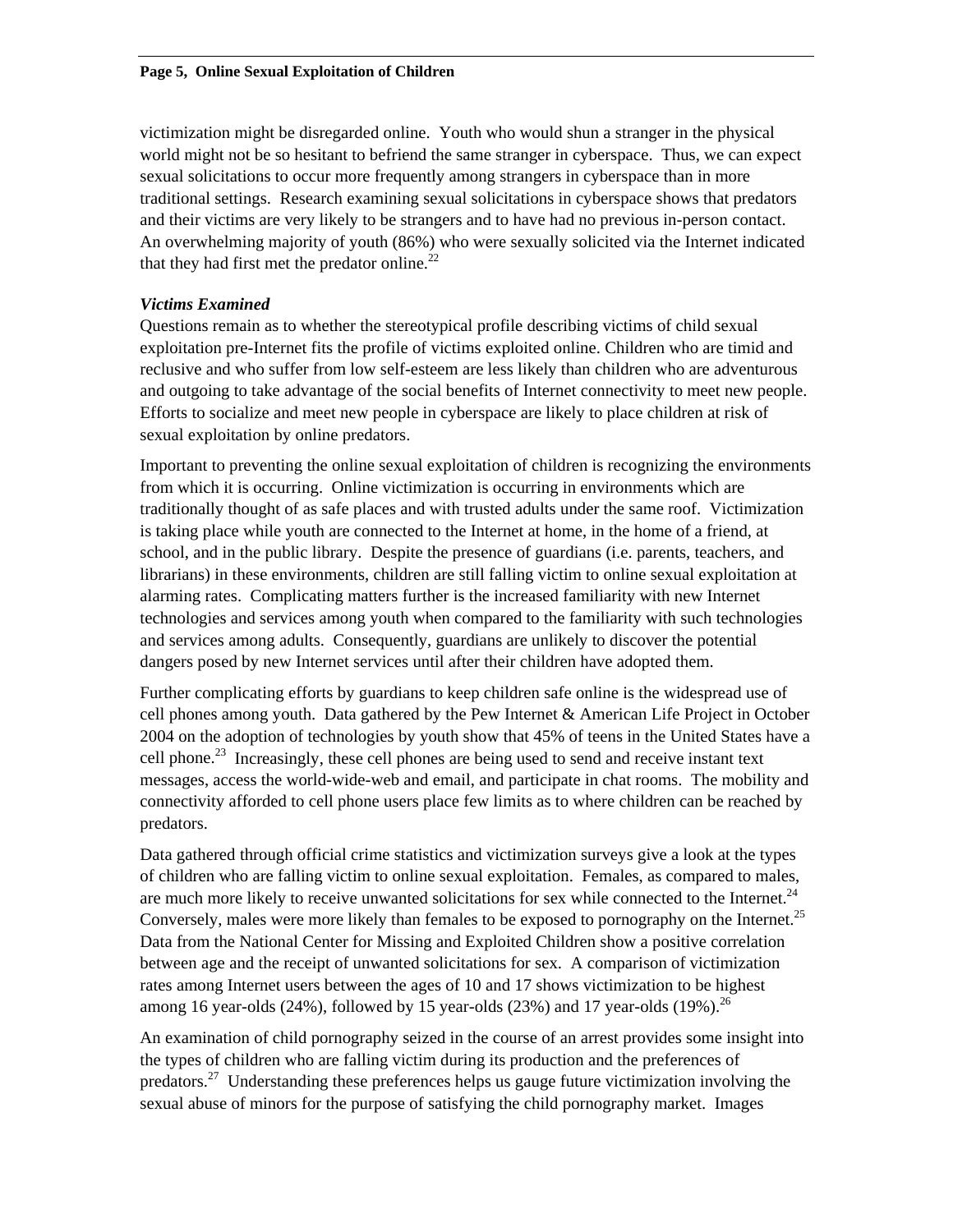victimization might be disregarded online. Youth who would shun a stranger in the physical world might not be so hesitant to befriend the same stranger in cyberspace. Thus, we can expect sexual solicitations to occur more frequently among strangers in cyberspace than in more traditional settings. Research examining sexual solicitations in cyberspace shows that predators and their victims are very likely to be strangers and to have had no previous in-person contact. An overwhelming majority of youth (86%) who were sexually solicited via the Internet indicated that they had first met the predator online.[22]

***Victims Examined***

Questions remain as to whether the stereotypical profile describing victims of child sexual exploitation pre-Internet fits the profile of victims exploited online. Children who are timid and reclusive and who suffer from low self-esteem are less likely than children who are adventurous and outgoing to take advantage of the social benefits of Internet connectivity to meet new people. Efforts to socialize and meet new people in cyberspace are likely to place children at risk of sexual exploitation by online predators.

Important to preventing the online sexual exploitation of children is recognizing the environments from which it is occurring. Online victimization is occurring in environments which are traditionally thought of as safe places and with trusted adults under the same roof. Victimization is taking place while youth are connected to the Internet at home, in the home of a friend, at school, and in the public library. Despite the presence of guardians (i.e. parents, teachers, and librarians) in these environments, children are still falling victim to online sexual exploitation at alarming rates. Complicating matters further is the increased familiarity with new Internet technologies and services among youth when compared to the familiarity with such technologies and services among adults. Consequently, guardians are unlikely to discover the potential dangers posed by new Internet services until after their children have adopted them.

Further complicating efforts by guardians to keep children safe online is the widespread use of cell phones among youth. Data gathered by the Pew Internet & American Life Project in October 2004 on the adoption of technologies by youth show that 45% of teens in the United States have a cell phone.[23] Increasingly, these cell phones are being used to send and receive instant text messages, access the world-wide-web and email, and participate in chat rooms. The mobility and connectivity afforded to cell phone users place few limits as to where children can be reached by predators.

Data gathered through official crime statistics and victimization surveys give a look at the types of children who are falling victim to online sexual exploitation. Females, as compared to males, are much more likely to receive unwanted solicitations for sex while connected to the Internet.[24] Conversely, males were more likely than females to be exposed to pornography on the Internet.[25] Data from the National Center for Missing and Exploited Children show a positive correlation between age and the receipt of unwanted solicitations for sex. A comparison of victimization rates among Internet users between the ages of 10 and 17 shows victimization to be highest among 16 year-olds (24%), followed by 15 year-olds (23%) and 17 year-olds (19%).[26]

An examination of child pornography seized in the course of an arrest provides some insight into the types of children who are falling victim during its production and the preferences of predators.[27] Understanding these preferences helps us gauge future victimization involving the sexual abuse of minors for the purpose of satisfying the child pornography market. Images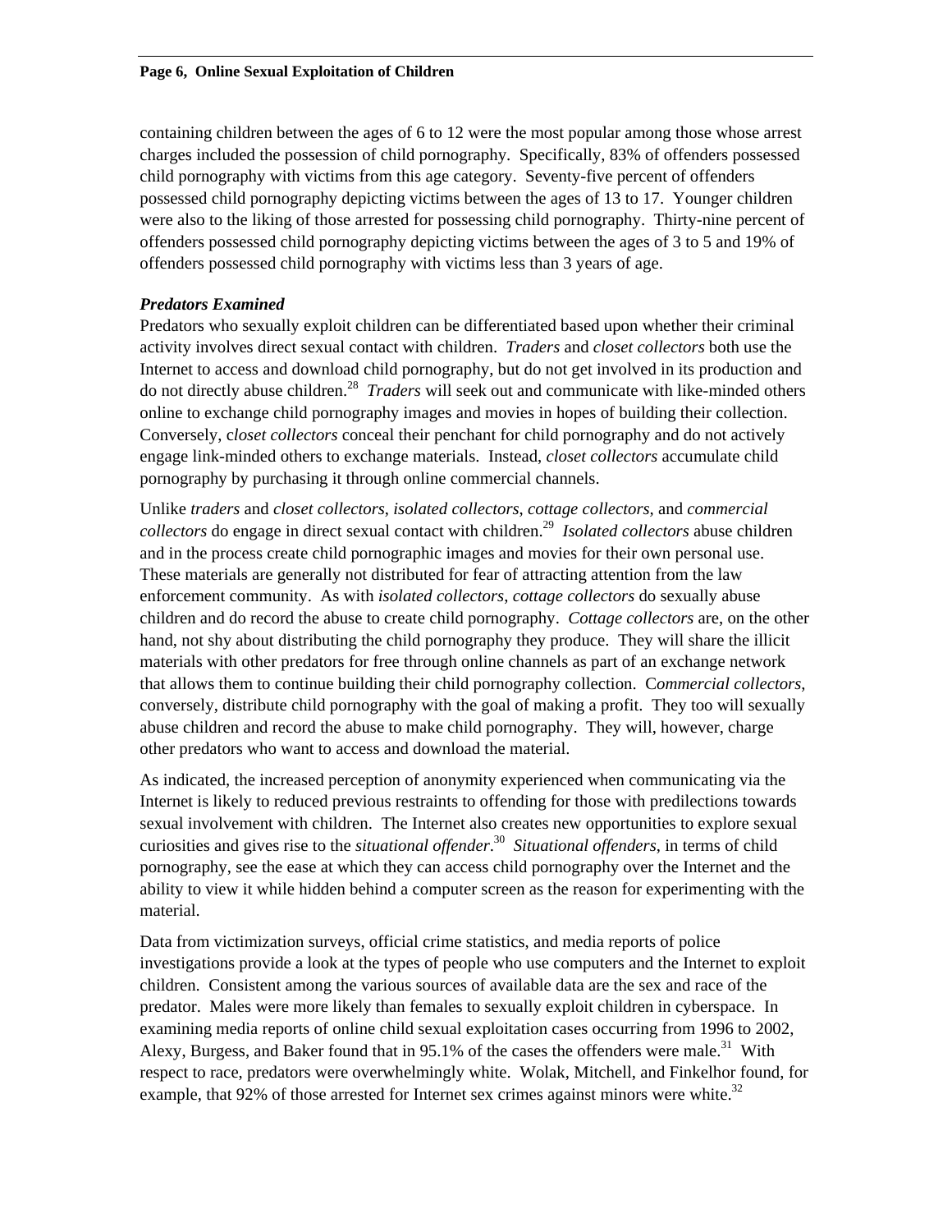containing children between the ages of 6 to 12 were the most popular among those whose arrest charges included the possession of child pornography. Specifically, 83% of offenders possessed child pornography with victims from this age category. Seventy-five percent of offenders possessed child pornography depicting victims between the ages of 13 to 17. Younger children were also to the liking of those arrested for possessing child pornography. Thirty-nine percent of offenders possessed child pornography depicting victims between the ages of 3 to 5 and 19% of offenders possessed child pornography with victims less than 3 years of age.

***Predators Examined***

Predators who sexually exploit children can be differentiated based upon whether their criminal activity involves direct sexual contact with children. *Traders* and *closet collectors* both use the Internet to access and download child pornography, but do not get involved in its production and do not directly abuse children.[28] *Traders* will seek out and communicate with like-minded others online to exchange child pornography images and movies in hopes of building their collection. Conversely, c*loset collectors* conceal their penchant for child pornography and do not actively engage link-minded others to exchange materials. Instead, *closet collectors* accumulate child pornography by purchasing it through online commercial channels.

Unlike *traders* and *closet collectors*, *isolated collectors*, *cottage collectors*, and *commercial collectors* do engage in direct sexual contact with children.[29] *Isolated collectors* abuse children and in the process create child pornographic images and movies for their own personal use. These materials are generally not distributed for fear of attracting attention from the law enforcement community. As with *isolated collectors*, *cottage collectors* do sexually abuse children and do record the abuse to create child pornography. *Cottage collectors* are, on the other hand, not shy about distributing the child pornography they produce. They will share the illicit materials with other predators for free through online channels as part of an exchange network that allows them to continue building their child pornography collection. C*ommercial collectors*, conversely, distribute child pornography with the goal of making a profit. They too will sexually abuse children and record the abuse to make child pornography. They will, however, charge other predators who want to access and download the material.

As indicated, the increased perception of anonymity experienced when communicating via the Internet is likely to reduced previous restraints to offending for those with predilections towards sexual involvement with children. The Internet also creates new opportunities to explore sexual curiosities and gives rise to the *situational offender*.[30] *Situational offenders*, in terms of child pornography, see the ease at which they can access child pornography over the Internet and the ability to view it while hidden behind a computer screen as the reason for experimenting with the material.

Data from victimization surveys, official crime statistics, and media reports of police investigations provide a look at the types of people who use computers and the Internet to exploit children. Consistent among the various sources of available data are the sex and race of the predator. Males were more likely than females to sexually exploit children in cyberspace. In examining media reports of online child sexual exploitation cases occurring from 1996 to 2002, Alexy, Burgess, and Baker found that in 95.1% of the cases the offenders were male.[31] With respect to race, predators were overwhelmingly white. Wolak, Mitchell, and Finkelhor found, for example, that 92% of those arrested for Internet sex crimes against minors were white.[32]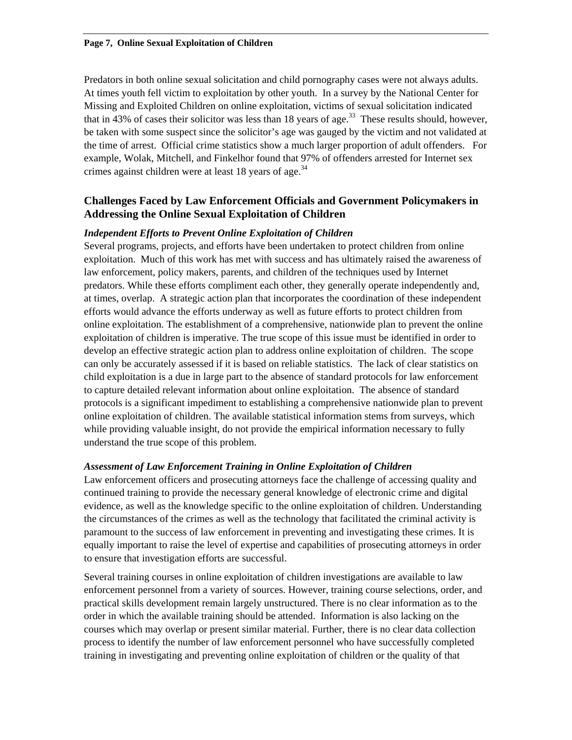Predators in both online sexual solicitation and child pornography cases were not always adults. At times youth fell victim to exploitation by other youth. In a survey by the National Center for Missing and Exploited Children on online exploitation, victims of sexual solicitation indicated that in 43% of cases their solicitor was less than 18 years of age.[33] These results should, however, be taken with some suspect since the solicitor's age was gauged by the victim and not validated at the time of arrest. Official crime statistics show a much larger proportion of adult offenders. For example, Wolak, Mitchell, and Finkelhor found that 97% of offenders arrested for Internet sex crimes against children were at least 18 years of age.[34]

## Challenges Faced by Law Enforcement Officials and Government Policymakers in Addressing the Online Sexual Exploitation of Children

***Independent Efforts to Prevent Online Exploitation of Children***

Several programs, projects, and efforts have been undertaken to protect children from online exploitation. Much of this work has met with success and has ultimately raised the awareness of law enforcement, policy makers, parents, and children of the techniques used by Internet predators. While these efforts compliment each other, they generally operate independently and, at times, overlap. A strategic action plan that incorporates the coordination of these independent efforts would advance the efforts underway as well as future efforts to protect children from online exploitation. The establishment of a comprehensive, nationwide plan to prevent the online exploitation of children is imperative. The true scope of this issue must be identified in order to develop an effective strategic action plan to address online exploitation of children. The scope can only be accurately assessed if it is based on reliable statistics. The lack of clear statistics on child exploitation is a due in large part to the absence of standard protocols for law enforcement to capture detailed relevant information about online exploitation. The absence of standard protocols is a significant impediment to establishing a comprehensive nationwide plan to prevent online exploitation of children. The available statistical information stems from surveys, which while providing valuable insight, do not provide the empirical information necessary to fully understand the true scope of this problem.

***Assessment of Law Enforcement Training in Online Exploitation of Children***

Law enforcement officers and prosecuting attorneys face the challenge of accessing quality and continued training to provide the necessary general knowledge of electronic crime and digital evidence, as well as the knowledge specific to the online exploitation of children. Understanding the circumstances of the crimes as well as the technology that facilitated the criminal activity is paramount to the success of law enforcement in preventing and investigating these crimes. It is equally important to raise the level of expertise and capabilities of prosecuting attorneys in order to ensure that investigation efforts are successful.

Several training courses in online exploitation of children investigations are available to law enforcement personnel from a variety of sources. However, training course selections, order, and practical skills development remain largely unstructured. There is no clear information as to the order in which the available training should be attended. Information is also lacking on the courses which may overlap or present similar material. Further, there is no clear data collection process to identify the number of law enforcement personnel who have successfully completed training in investigating and preventing online exploitation of children or the quality of that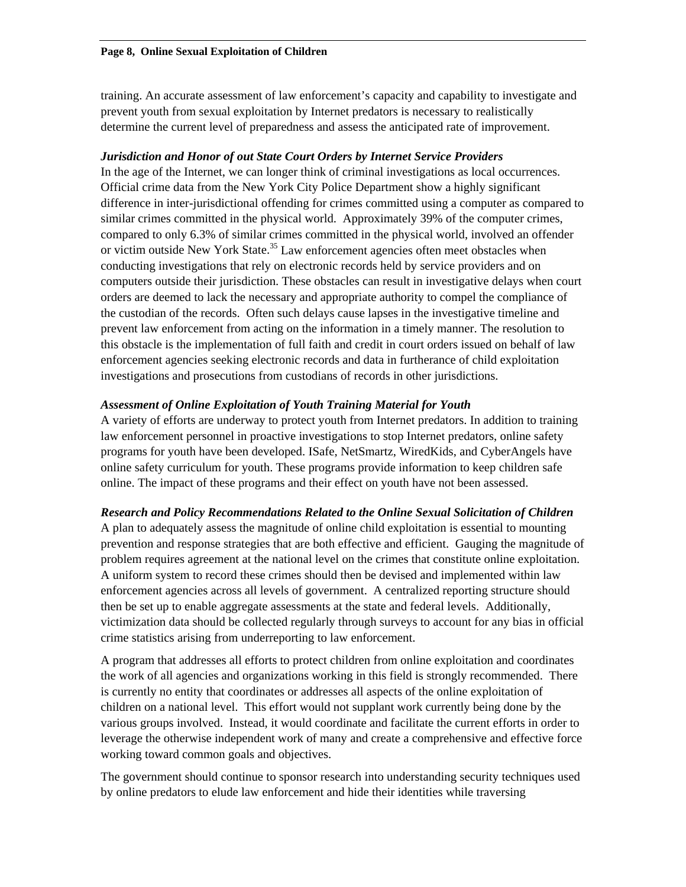training. An accurate assessment of law enforcement's capacity and capability to investigate and prevent youth from sexual exploitation by Internet predators is necessary to realistically determine the current level of preparedness and assess the anticipated rate of improvement.

***Jurisdiction and Honor of out State Court Orders by Internet Service Providers***

In the age of the Internet, we can longer think of criminal investigations as local occurrences. Official crime data from the New York City Police Department show a highly significant difference in inter-jurisdictional offending for crimes committed using a computer as compared to similar crimes committed in the physical world. Approximately 39% of the computer crimes, compared to only 6.3% of similar crimes committed in the physical world, involved an offender or victim outside New York State.[35] Law enforcement agencies often meet obstacles when conducting investigations that rely on electronic records held by service providers and on computers outside their jurisdiction. These obstacles can result in investigative delays when court orders are deemed to lack the necessary and appropriate authority to compel the compliance of the custodian of the records. Often such delays cause lapses in the investigative timeline and prevent law enforcement from acting on the information in a timely manner. The resolution to this obstacle is the implementation of full faith and credit in court orders issued on behalf of law enforcement agencies seeking electronic records and data in furtherance of child exploitation investigations and prosecutions from custodians of records in other jurisdictions.

***Assessment of Online Exploitation of Youth Training Material for Youth***

A variety of efforts are underway to protect youth from Internet predators. In addition to training law enforcement personnel in proactive investigations to stop Internet predators, online safety programs for youth have been developed. ISafe, NetSmartz, WiredKids, and CyberAngels have online safety curriculum for youth. These programs provide information to keep children safe online. The impact of these programs and their effect on youth have not been assessed.

***Research and Policy Recommendations Related to the Online Sexual Solicitation of Children***

A plan to adequately assess the magnitude of online child exploitation is essential to mounting prevention and response strategies that are both effective and efficient. Gauging the magnitude of problem requires agreement at the national level on the crimes that constitute online exploitation. A uniform system to record these crimes should then be devised and implemented within law enforcement agencies across all levels of government. A centralized reporting structure should then be set up to enable aggregate assessments at the state and federal levels. Additionally, victimization data should be collected regularly through surveys to account for any bias in official crime statistics arising from underreporting to law enforcement.

A program that addresses all efforts to protect children from online exploitation and coordinates the work of all agencies and organizations working in this field is strongly recommended. There is currently no entity that coordinates or addresses all aspects of the online exploitation of children on a national level. This effort would not supplant work currently being done by the various groups involved. Instead, it would coordinate and facilitate the current efforts in order to leverage the otherwise independent work of many and create a comprehensive and effective force working toward common goals and objectives.

The government should continue to sponsor research into understanding security techniques used by online predators to elude law enforcement and hide their identities while traversing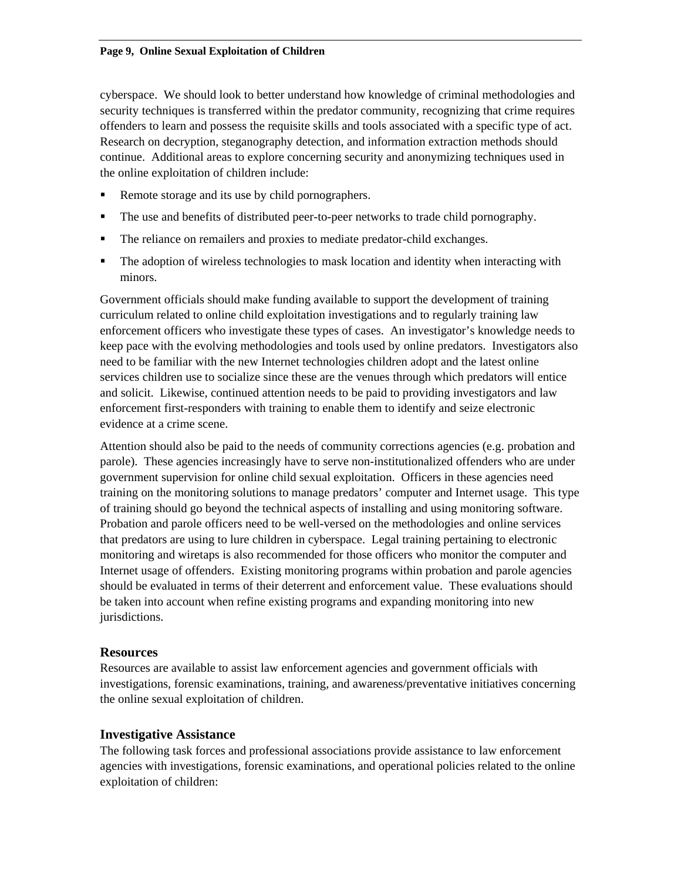cyberspace. We should look to better understand how knowledge of criminal methodologies and security techniques is transferred within the predator community, recognizing that crime requires offenders to learn and possess the requisite skills and tools associated with a specific type of act. Research on decryption, steganography detection, and information extraction methods should continue. Additional areas to explore concerning security and anonymizing techniques used in the online exploitation of children include:

- Remote storage and its use by child pornographers.
- The use and benefits of distributed peer-to-peer networks to trade child pornography.
- The reliance on remailers and proxies to mediate predator-child exchanges.
- The adoption of wireless technologies to mask location and identity when interacting with minors.

Government officials should make funding available to support the development of training curriculum related to online child exploitation investigations and to regularly training law enforcement officers who investigate these types of cases. An investigator's knowledge needs to keep pace with the evolving methodologies and tools used by online predators. Investigators also need to be familiar with the new Internet technologies children adopt and the latest online services children use to socialize since these are the venues through which predators will entice and solicit. Likewise, continued attention needs to be paid to providing investigators and law enforcement first-responders with training to enable them to identify and seize electronic evidence at a crime scene.

Attention should also be paid to the needs of community corrections agencies (e.g. probation and parole). These agencies increasingly have to serve non-institutionalized offenders who are under government supervision for online child sexual exploitation. Officers in these agencies need training on the monitoring solutions to manage predators' computer and Internet usage. This type of training should go beyond the technical aspects of installing and using monitoring software. Probation and parole officers need to be well-versed on the methodologies and online services that predators are using to lure children in cyberspace. Legal training pertaining to electronic monitoring and wiretaps is also recommended for those officers who monitor the computer and Internet usage of offenders. Existing monitoring programs within probation and parole agencies should be evaluated in terms of their deterrent and enforcement value. These evaluations should be taken into account when refine existing programs and expanding monitoring into new jurisdictions.

## Resources

Resources are available to assist law enforcement agencies and government officials with investigations, forensic examinations, training, and awareness/preventative initiatives concerning the online sexual exploitation of children.

## Investigative Assistance

The following task forces and professional associations provide assistance to law enforcement agencies with investigations, forensic examinations, and operational policies related to the online exploitation of children: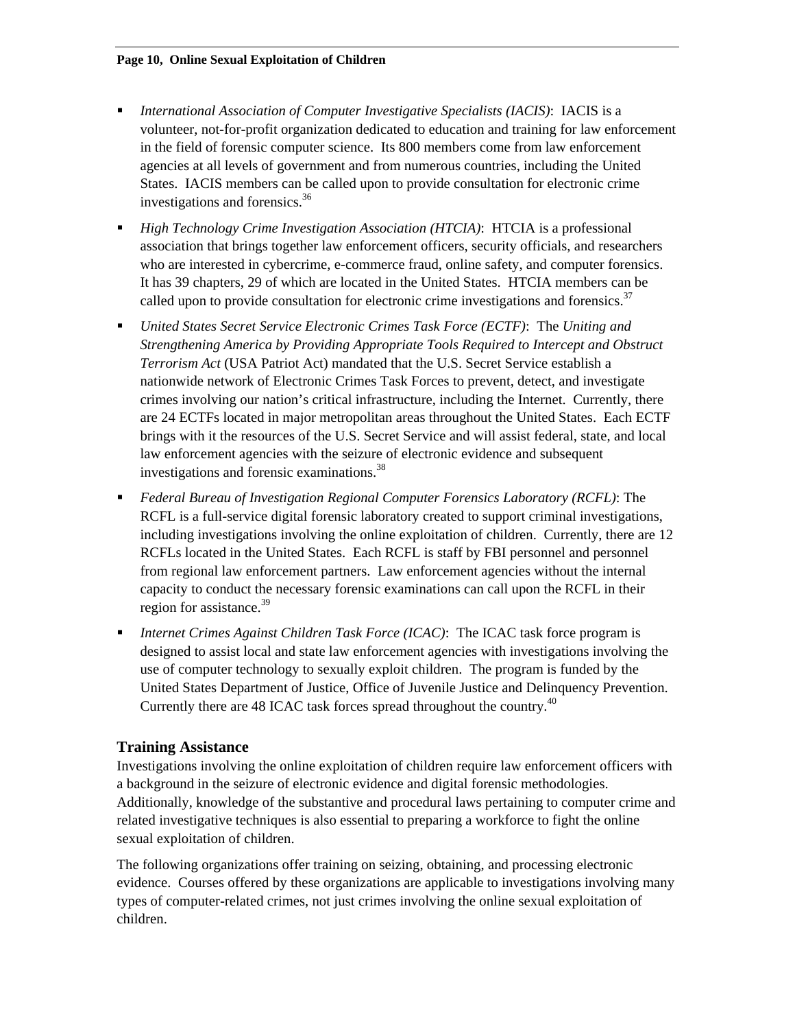- *International Association of Computer Investigative Specialists (IACIS)*: IACIS is a volunteer, not-for-profit organization dedicated to education and training for law enforcement in the field of forensic computer science. Its 800 members come from law enforcement agencies at all levels of government and from numerous countries, including the United States. IACIS members can be called upon to provide consultation for electronic crime investigations and forensics.[36]
- *High Technology Crime Investigation Association (HTCIA)*: HTCIA is a professional association that brings together law enforcement officers, security officials, and researchers who are interested in cybercrime, e-commerce fraud, online safety, and computer forensics. It has 39 chapters, 29 of which are located in the United States. HTCIA members can be called upon to provide consultation for electronic crime investigations and forensics.[37]
- *United States Secret Service Electronic Crimes Task Force (ECTF)*: The *Uniting and Strengthening America by Providing Appropriate Tools Required to Intercept and Obstruct Terrorism Act* (USA Patriot Act) mandated that the U.S. Secret Service establish a nationwide network of Electronic Crimes Task Forces to prevent, detect, and investigate crimes involving our nation's critical infrastructure, including the Internet. Currently, there are 24 ECTFs located in major metropolitan areas throughout the United States. Each ECTF brings with it the resources of the U.S. Secret Service and will assist federal, state, and local law enforcement agencies with the seizure of electronic evidence and subsequent investigations and forensic examinations.[38]
- *Federal Bureau of Investigation Regional Computer Forensics Laboratory (RCFL)*: The RCFL is a full-service digital forensic laboratory created to support criminal investigations, including investigations involving the online exploitation of children. Currently, there are 12 RCFLs located in the United States. Each RCFL is staff by FBI personnel and personnel from regional law enforcement partners. Law enforcement agencies without the internal capacity to conduct the necessary forensic examinations can call upon the RCFL in their region for assistance.[39]
- *Internet Crimes Against Children Task Force (ICAC)*: The ICAC task force program is designed to assist local and state law enforcement agencies with investigations involving the use of computer technology to sexually exploit children. The program is funded by the United States Department of Justice, Office of Juvenile Justice and Delinquency Prevention. Currently there are 48 ICAC task forces spread throughout the country.[40]

## Training Assistance

Investigations involving the online exploitation of children require law enforcement officers with a background in the seizure of electronic evidence and digital forensic methodologies. Additionally, knowledge of the substantive and procedural laws pertaining to computer crime and related investigative techniques is also essential to preparing a workforce to fight the online sexual exploitation of children.

The following organizations offer training on seizing, obtaining, and processing electronic evidence. Courses offered by these organizations are applicable to investigations involving many types of computer-related crimes, not just crimes involving the online sexual exploitation of children.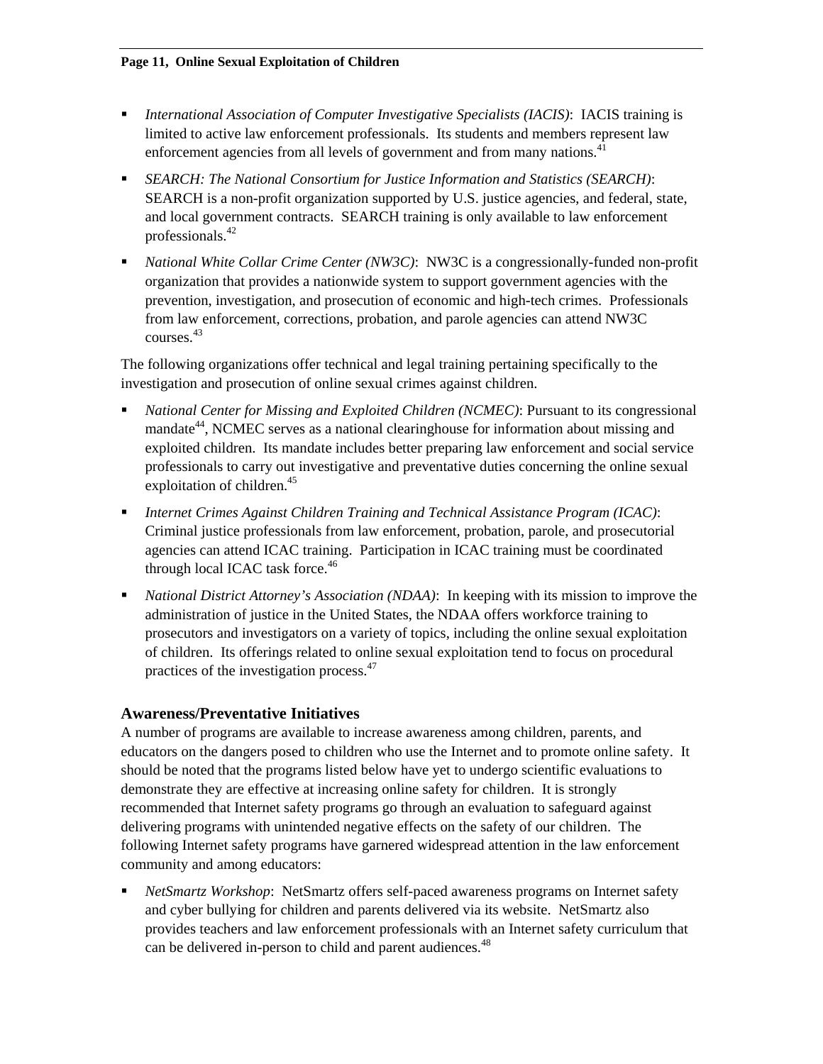- *International Association of Computer Investigative Specialists (IACIS)*: IACIS training is limited to active law enforcement professionals. Its students and members represent law enforcement agencies from all levels of government and from many nations.[41]

- *SEARCH: The National Consortium for Justice Information and Statistics (SEARCH)*: SEARCH is a non-profit organization supported by U.S. justice agencies, and federal, state, and local government contracts. SEARCH training is only available to law enforcement professionals.[42]

- *National White Collar Crime Center (NW3C)*: NW3C is a congressionally-funded non-profit organization that provides a nationwide system to support government agencies with the prevention, investigation, and prosecution of economic and high-tech crimes. Professionals from law enforcement, corrections, probation, and parole agencies can attend NW3C courses.[43]

The following organizations offer technical and legal training pertaining specifically to the investigation and prosecution of online sexual crimes against children.

- *National Center for Missing and Exploited Children (NCMEC)*: Pursuant to its congressional mandate[44], NCMEC serves as a national clearinghouse for information about missing and exploited children. Its mandate includes better preparing law enforcement and social service professionals to carry out investigative and preventative duties concerning the online sexual exploitation of children.[45]

- *Internet Crimes Against Children Training and Technical Assistance Program (ICAC)*: Criminal justice professionals from law enforcement, probation, parole, and prosecutorial agencies can attend ICAC training. Participation in ICAC training must be coordinated through local ICAC task force.[46]

- *National District Attorney's Association (NDAA)*: In keeping with its mission to improve the administration of justice in the United States, the NDAA offers workforce training to prosecutors and investigators on a variety of topics, including the online sexual exploitation of children. Its offerings related to online sexual exploitation tend to focus on procedural practices of the investigation process.[47]

## Awareness/Preventative Initiatives

A number of programs are available to increase awareness among children, parents, and educators on the dangers posed to children who use the Internet and to promote online safety. It should be noted that the programs listed below have yet to undergo scientific evaluations to demonstrate they are effective at increasing online safety for children. It is strongly recommended that Internet safety programs go through an evaluation to safeguard against delivering programs with unintended negative effects on the safety of our children. The following Internet safety programs have garnered widespread attention in the law enforcement community and among educators:

- *NetSmartz Workshop*: NetSmartz offers self-paced awareness programs on Internet safety and cyber bullying for children and parents delivered via its website. NetSmartz also provides teachers and law enforcement professionals with an Internet safety curriculum that can be delivered in-person to child and parent audiences.[48]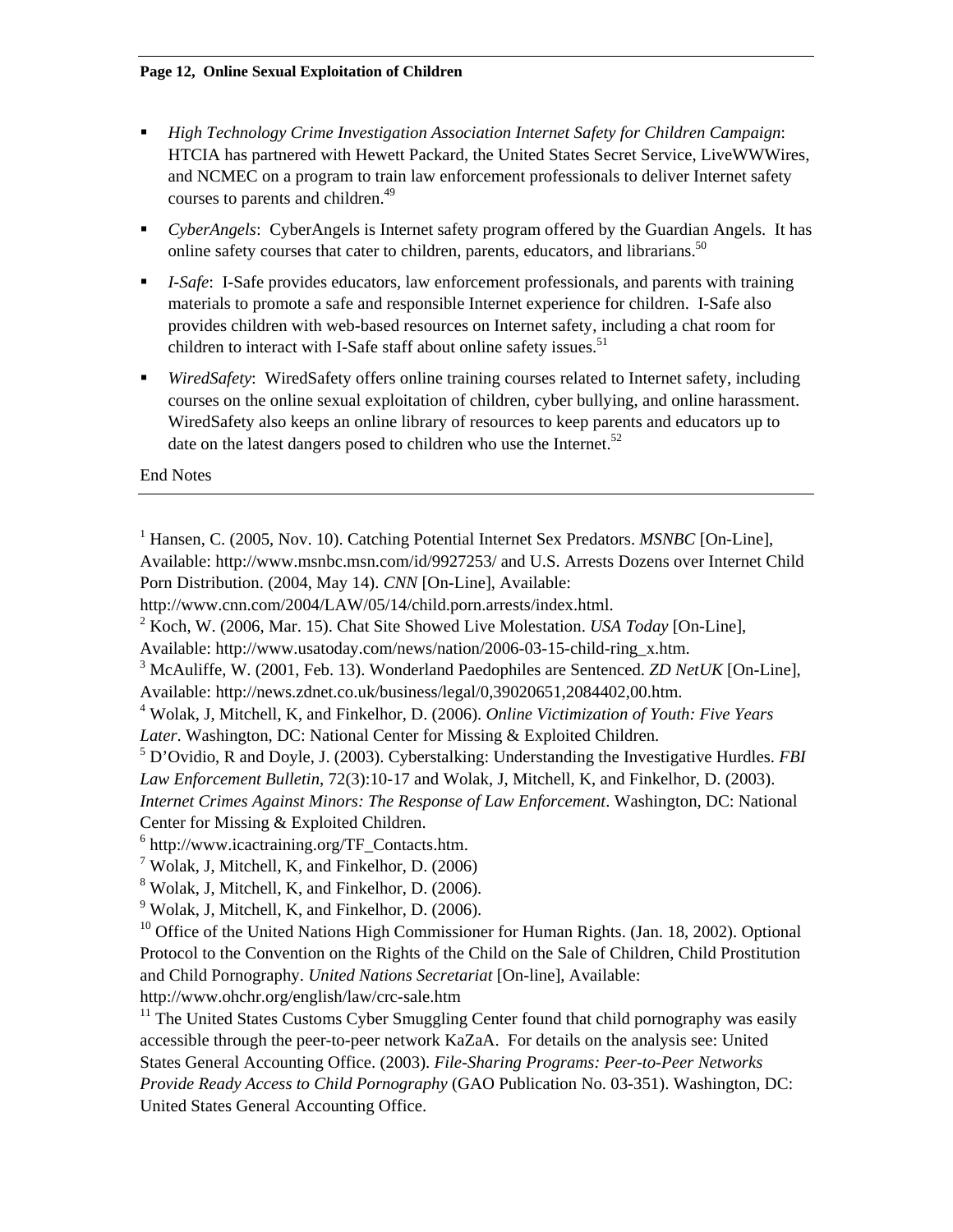- *High Technology Crime Investigation Association Internet Safety for Children Campaign*: HTCIA has partnered with Hewett Packard, the United States Secret Service, LiveWWWires, and NCMEC on a program to train law enforcement professionals to deliver Internet safety courses to parents and children.[49]
- *CyberAngels*: CyberAngels is Internet safety program offered by the Guardian Angels. It has online safety courses that cater to children, parents, educators, and librarians.[50]
- *I-Safe*: I-Safe provides educators, law enforcement professionals, and parents with training materials to promote a safe and responsible Internet experience for children. I-Safe also provides children with web-based resources on Internet safety, including a chat room for children to interact with I-Safe staff about online safety issues.[51]
- *WiredSafety*: WiredSafety offers online training courses related to Internet safety, including courses on the online sexual exploitation of children, cyber bullying, and online harassment. WiredSafety also keeps an online library of resources to keep parents and educators up to date on the latest dangers posed to children who use the Internet.[52]

End Notes

---

[1] Hansen, C. (2005, Nov. 10). Catching Potential Internet Sex Predators. *MSNBC* [On-Line], Available: http://www.msnbc.msn.com/id/9927253/ and U.S. Arrests Dozens over Internet Child Porn Distribution. (2004, May 14). *CNN* [On-Line], Available: http://www.cnn.com/2004/LAW/05/14/child.porn.arrests/index.html.

[2] Koch, W. (2006, Mar. 15). Chat Site Showed Live Molestation. *USA Today* [On-Line], Available: http://www.usatoday.com/news/nation/2006-03-15-child-ring_x.htm.

[3] McAuliffe, W. (2001, Feb. 13). Wonderland Paedophiles are Sentenced. *ZD NetUK* [On-Line], Available: http://news.zdnet.co.uk/business/legal/0,39020651,2084402,00.htm.

[4] Wolak, J, Mitchell, K, and Finkelhor, D. (2006). *Online Victimization of Youth: Five Years Later*. Washington, DC: National Center for Missing & Exploited Children.

[5] D'Ovidio, R and Doyle, J. (2003). Cyberstalking: Understanding the Investigative Hurdles. *FBI Law Enforcement Bulletin*, 72(3):10-17 and Wolak, J, Mitchell, K, and Finkelhor, D. (2003). *Internet Crimes Against Minors: The Response of Law Enforcement*. Washington, DC: National Center for Missing & Exploited Children.

[6] http://www.icactraining.org/TF_Contacts.htm.

[7] Wolak, J, Mitchell, K, and Finkelhor, D. (2006)

[8] Wolak, J, Mitchell, K, and Finkelhor, D. (2006).

[9] Wolak, J, Mitchell, K, and Finkelhor, D. (2006).

[10] Office of the United Nations High Commissioner for Human Rights. (Jan. 18, 2002). Optional Protocol to the Convention on the Rights of the Child on the Sale of Children, Child Prostitution and Child Pornography. *United Nations Secretariat* [On-line], Available: http://www.ohchr.org/english/law/crc-sale.htm

[11] The United States Customs Cyber Smuggling Center found that child pornography was easily accessible through the peer-to-peer network KaZaA. For details on the analysis see: United States General Accounting Office. (2003). *File-Sharing Programs: Peer-to-Peer Networks Provide Ready Access to Child Pornography* (GAO Publication No. 03-351). Washington, DC: United States General Accounting Office.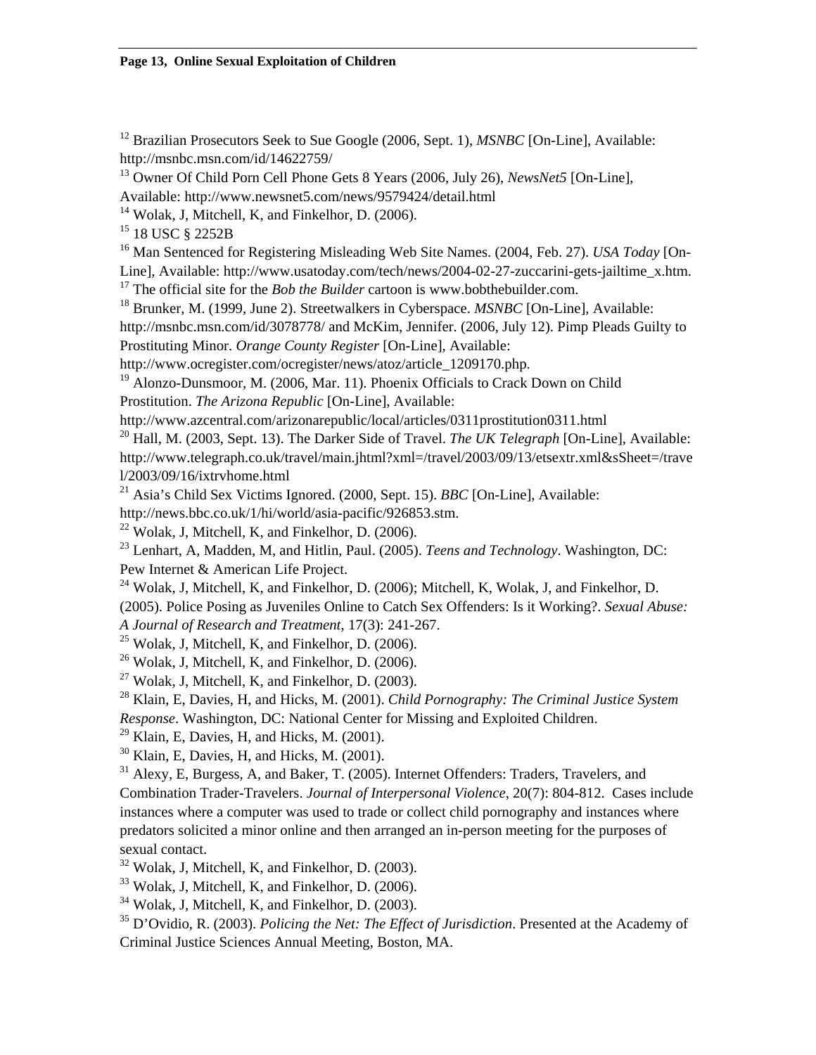[12] Brazilian Prosecutors Seek to Sue Google (2006, Sept. 1), *MSNBC* [On-Line], Available: http://msnbc.msn.com/id/14622759/

[13] Owner Of Child Porn Cell Phone Gets 8 Years (2006, July 26), *NewsNet5* [On-Line], Available: http://www.newsnet5.com/news/9579424/detail.html

[14] Wolak, J, Mitchell, K, and Finkelhor, D. (2006).

[15] 18 USC § 2252B

[16] Man Sentenced for Registering Misleading Web Site Names. (2004, Feb. 27). *USA Today* [On-Line], Available: http://www.usatoday.com/tech/news/2004-02-27-zuccarini-gets-jailtime_x.htm.

[17] The official site for the *Bob the Builder* cartoon is www.bobthebuilder.com.

[18] Brunker, M. (1999, June 2). Streetwalkers in Cyberspace. *MSNBC* [On-Line], Available: http://msnbc.msn.com/id/3078778/ and McKim, Jennifer. (2006, July 12). Pimp Pleads Guilty to Prostituting Minor. *Orange County Register* [On-Line], Available: http://www.ocregister.com/ocregister/news/atoz/article_1209170.php.

[19] Alonzo-Dunsmoor, M. (2006, Mar. 11). Phoenix Officials to Crack Down on Child Prostitution. *The Arizona Republic* [On-Line], Available: http://www.azcentral.com/arizonarepublic/local/articles/0311prostitution0311.html

[20] Hall, M. (2003, Sept. 13). The Darker Side of Travel. *The UK Telegraph* [On-Line], Available: http://www.telegraph.co.uk/travel/main.jhtml?xml=/travel/2003/09/13/etsextr.xml&sSheet=/travel/2003/09/16/ixtrvhome.html

[21] Asia's Child Sex Victims Ignored. (2000, Sept. 15). *BBC* [On-Line], Available: http://news.bbc.co.uk/1/hi/world/asia-pacific/926853.stm.

[22] Wolak, J, Mitchell, K, and Finkelhor, D. (2006).

[23] Lenhart, A, Madden, M, and Hitlin, Paul. (2005). *Teens and Technology*. Washington, DC: Pew Internet & American Life Project.

[24] Wolak, J, Mitchell, K, and Finkelhor, D. (2006); Mitchell, K, Wolak, J, and Finkelhor, D. (2005). Police Posing as Juveniles Online to Catch Sex Offenders: Is it Working?. *Sexual Abuse: A Journal of Research and Treatment*, 17(3): 241-267.

[25] Wolak, J, Mitchell, K, and Finkelhor, D. (2006).

[26] Wolak, J, Mitchell, K, and Finkelhor, D. (2006).

[27] Wolak, J, Mitchell, K, and Finkelhor, D. (2003).

[28] Klain, E, Davies, H, and Hicks, M. (2001). *Child Pornography: The Criminal Justice System Response*. Washington, DC: National Center for Missing and Exploited Children.

[29] Klain, E, Davies, H, and Hicks, M. (2001).

[30] Klain, E, Davies, H, and Hicks, M. (2001).

[31] Alexy, E, Burgess, A, and Baker, T. (2005). Internet Offenders: Traders, Travelers, and Combination Trader-Travelers. *Journal of Interpersonal Violence*, 20(7): 804-812. Cases include instances where a computer was used to trade or collect child pornography and instances where predators solicited a minor online and then arranged an in-person meeting for the purposes of sexual contact.

[32] Wolak, J, Mitchell, K, and Finkelhor, D. (2003).

[33] Wolak, J, Mitchell, K, and Finkelhor, D. (2006).

[34] Wolak, J, Mitchell, K, and Finkelhor, D. (2003).

[35] D'Ovidio, R. (2003). *Policing the Net: The Effect of Jurisdiction*. Presented at the Academy of Criminal Justice Sciences Annual Meeting, Boston, MA.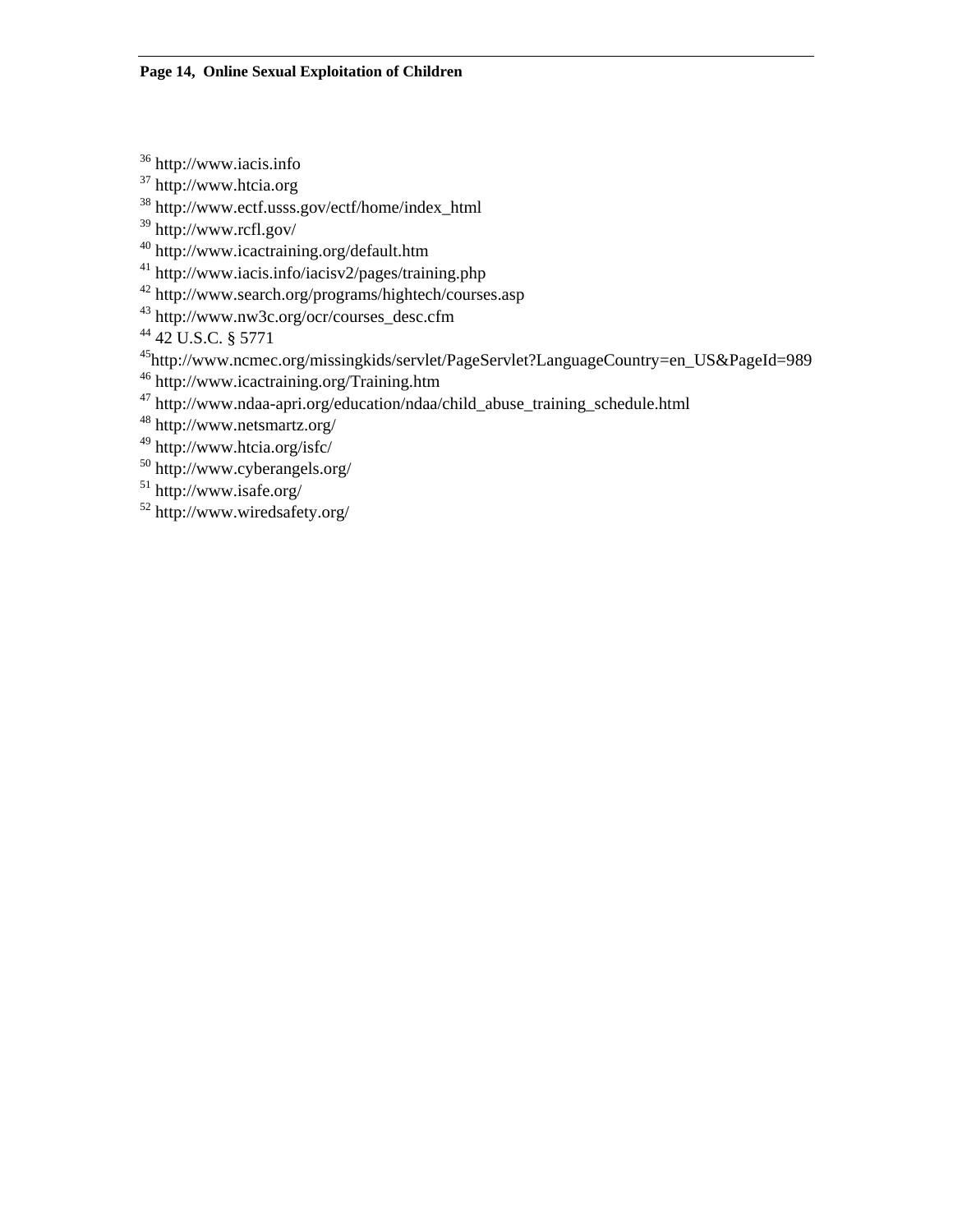[36] http://www.iacis.info
[37] http://www.htcia.org
[38] http://www.ectf.usss.gov/ectf/home/index_html
[39] http://www.rcfl.gov/
[40] http://www.icactraining.org/default.htm
[41] http://www.iacis.info/iacisv2/pages/training.php
[42] http://www.search.org/programs/hightech/courses.asp
[43] http://www.nw3c.org/ocr/courses_desc.cfm
[44] 42 U.S.C. § 5771
[45] http://www.ncmec.org/missingkids/servlet/PageServlet?LanguageCountry=en_US&PageId=989
[46] http://www.icactraining.org/Training.htm
[47] http://www.ndaa-apri.org/education/ndaa/child_abuse_training_schedule.html
[48] http://www.netsmartz.org/
[49] http://www.htcia.org/isfc/
[50] http://www.cyberangels.org/
[51] http://www.isafe.org/
[52] http://www.wiredsafety.org/